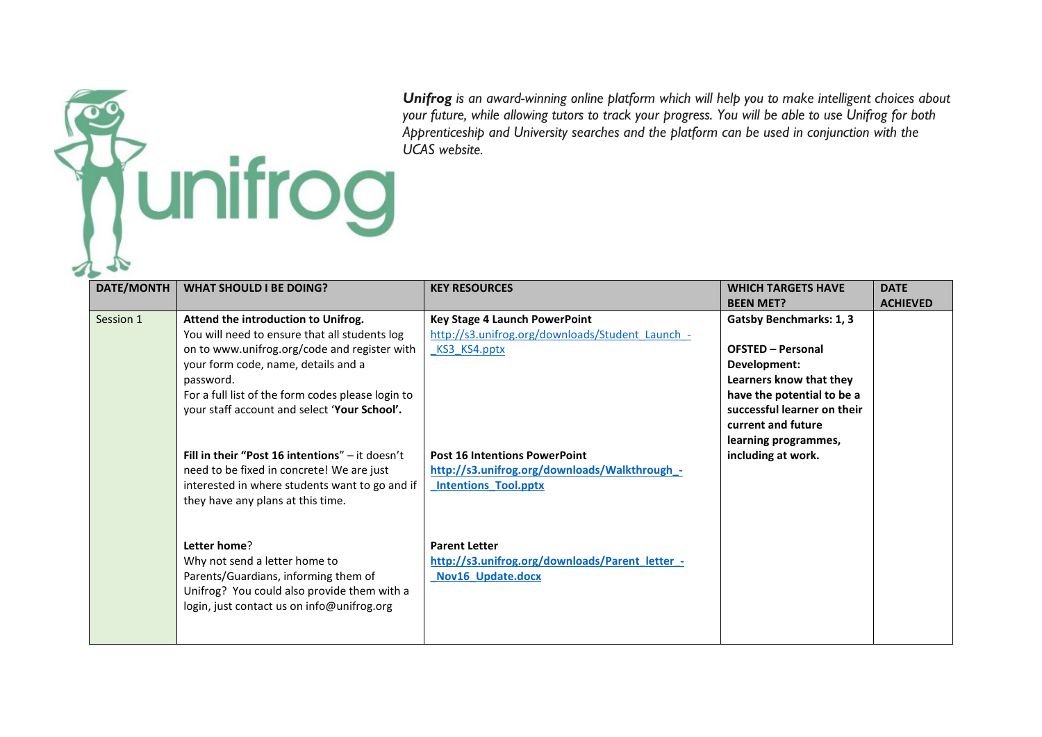***Unifrog*** *is an award-winning online platform which will help you to make intelligent choices about your future, while allowing tutors to track your progress. You will be able to use Unifrog for both Apprenticeship and University searches and the platform can be used in conjunction with the UCAS website.*

| DATE/MONTH | WHAT SHOULD I BE DOING? | KEY RESOURCES | WHICH TARGETS HAVE BEEN MET? | DATE ACHIEVED |
|---|---|---|---|---|
| Session 1 | **Attend the introduction to Unifrog.** You will need to ensure that all students log on to www.unifrog.org/code and register with your form code, name, details and a password. For a full list of the form codes please login to your staff account and select '**Your School'.**<br><br>**Fill in their "Post 16 intentions**" – it doesn't need to be fixed in concrete! We are just interested in where students want to go and if they have any plans at this time.<br><br>**Letter home**? Why not send a letter home to Parents/Guardians, informing them of Unifrog? You could also provide them with a login, just contact us on info@unifrog.org | **Key Stage 4 Launch PowerPoint** http://s3.unifrog.org/downloads/Student_Launch_-_KS3_KS4.pptx<br><br>**Post 16 Intentions PowerPoint** **http://s3.unifrog.org/downloads/Walkthrough_-_Intentions_Tool.pptx**<br><br>**Parent Letter** **http://s3.unifrog.org/downloads/Parent_letter_-_Nov16_Update.docx** | **Gatsby Benchmarks: 1, 3**<br><br>**OFSTED – Personal Development: Learners know that they have the potential to be a successful learner on their current and future learning programmes, including at work.** | |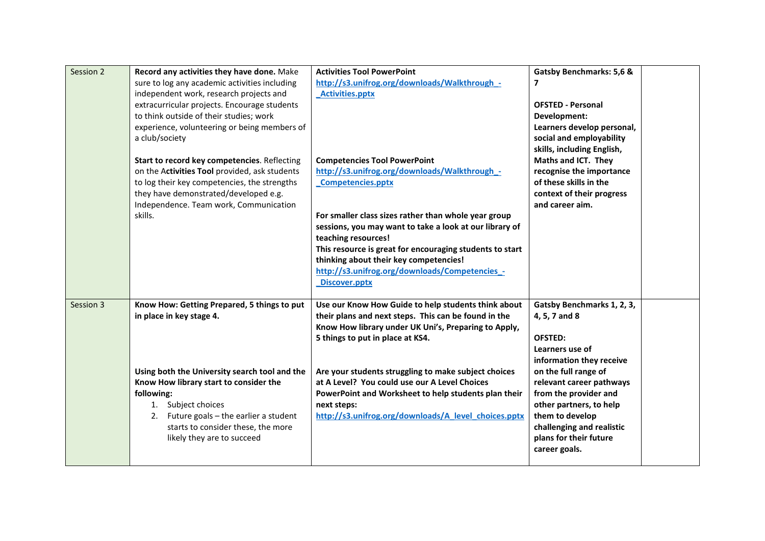| Session 2 | **Record any activities they have done.** Make sure to log any academic activities including independent work, research projects and extracurricular projects. Encourage students to think outside of their studies; work experience, volunteering or being members of a club/society<br><br>**Start to record key competencies**. Reflecting on the A**ctivities Tool** provided, ask students to log their key competencies, the strengths they have demonstrated/developed e.g. Independence. Team work, Communication skills. | **Activities Tool PowerPoint**<br>**http://s3.unifrog.org/downloads/Walkthrough_-_Activities.pptx**<br><br>**Competencies Tool PowerPoint**<br>**http://s3.unifrog.org/downloads/Walkthrough_-_Competencies.pptx**<br><br>**For smaller class sizes rather than whole year group sessions, you may want to take a look at our library of teaching resources!**<br>**This resource is great for encouraging students to start thinking about their key competencies!**<br>**http://s3.unifrog.org/downloads/Competencies_-_Discover.pptx** | **Gatsby Benchmarks: 5,6 & 7**<br><br>**OFSTED - Personal Development:**<br>**Learners develop personal, social and employability skills, including English, Maths and ICT. They recognise the importance of these skills in the context of their progress and career aim.** | |
|---|---|---|---|---|
| Session 3 | **Know How: Getting Prepared, 5 things to put in place in key stage 4.**<br><br>**Using both the University search tool and the Know How library start to consider the following:**<br>1. Subject choices<br>2. Future goals – the earlier a student starts to consider these, the more likely they are to succeed | **Use our Know How Guide to help students think about their plans and next steps. This can be found in the Know How library under UK Uni's, Preparing to Apply, 5 things to put in place at KS4.**<br><br>**Are your students struggling to make subject choices at A Level? You could use our A Level Choices PowerPoint and Worksheet to help students plan their next steps:**<br>**http://s3.unifrog.org/downloads/A_level_choices.pptx** | **Gatsby Benchmarks 1, 2, 3, 4, 5, 7 and 8**<br><br>**OFSTED:**<br>**Learners use of information they receive on the full range of relevant career pathways from the provider and other partners, to help them to develop challenging and realistic plans for their future career goals.** | |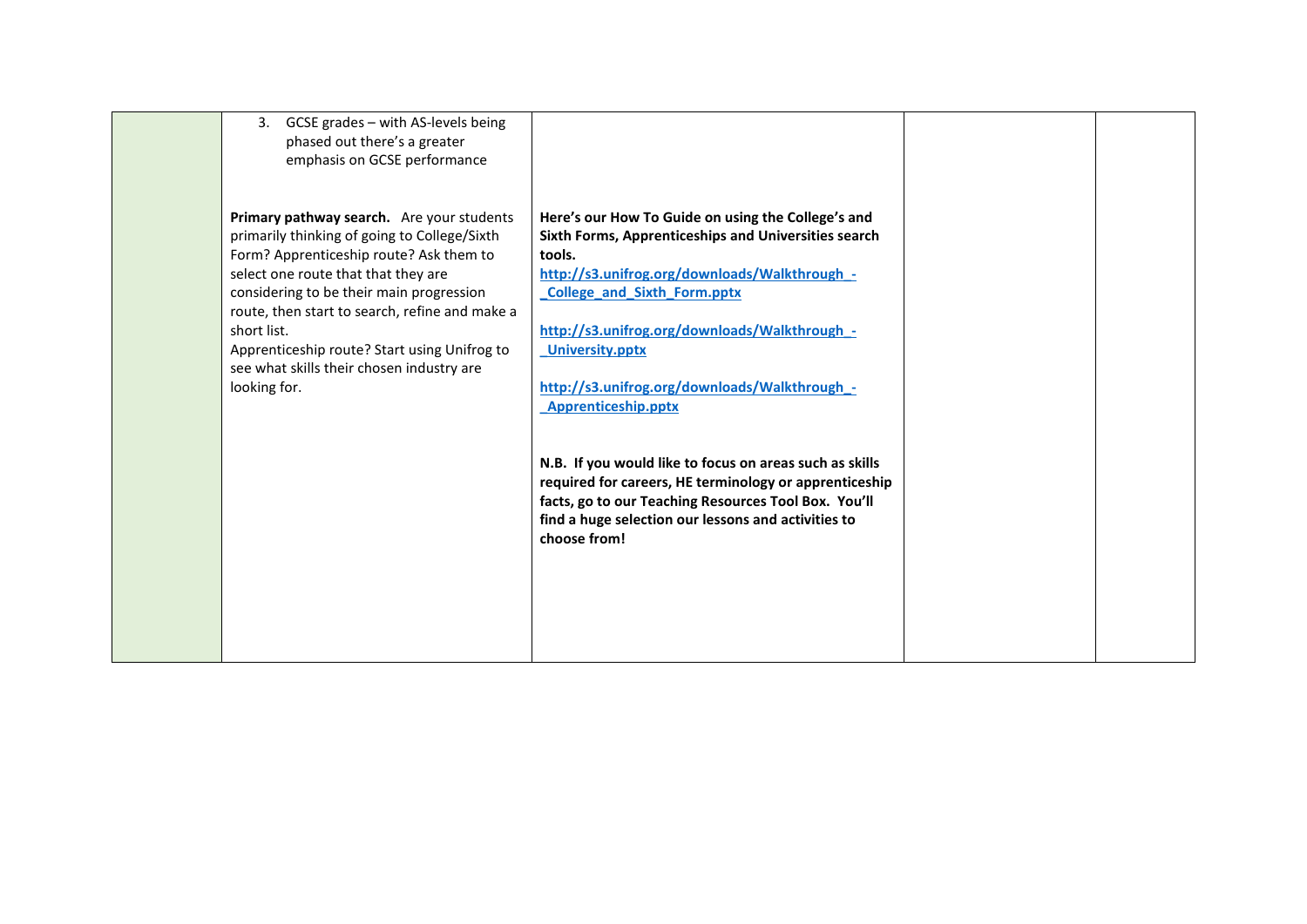|  |  |  |  |  |
|---|---|---|---|---|
|  | 3. GCSE grades – with AS-levels being phased out there's a greater emphasis on GCSE performance<br><br>**Primary pathway search.** Are your students primarily thinking of going to College/Sixth Form? Apprenticeship route? Ask them to select one route that that they are considering to be their main progression route, then start to search, refine and make a short list.<br>Apprenticeship route? Start using Unifrog to see what skills their chosen industry are looking for. | **Here's our How To Guide on using the College's and Sixth Forms, Apprenticeships and Universities search tools.**<br>**http://s3.unifrog.org/downloads/Walkthrough_-_College_and_Sixth_Form.pptx**<br><br>**http://s3.unifrog.org/downloads/Walkthrough_-_University.pptx**<br><br>**http://s3.unifrog.org/downloads/Walkthrough_-_Apprenticeship.pptx**<br><br>**N.B. If you would like to focus on areas such as skills required for careers, HE terminology or apprenticeship facts, go to our Teaching Resources Tool Box. You'll find a huge selection our lessons and activities to choose from!** |  |  |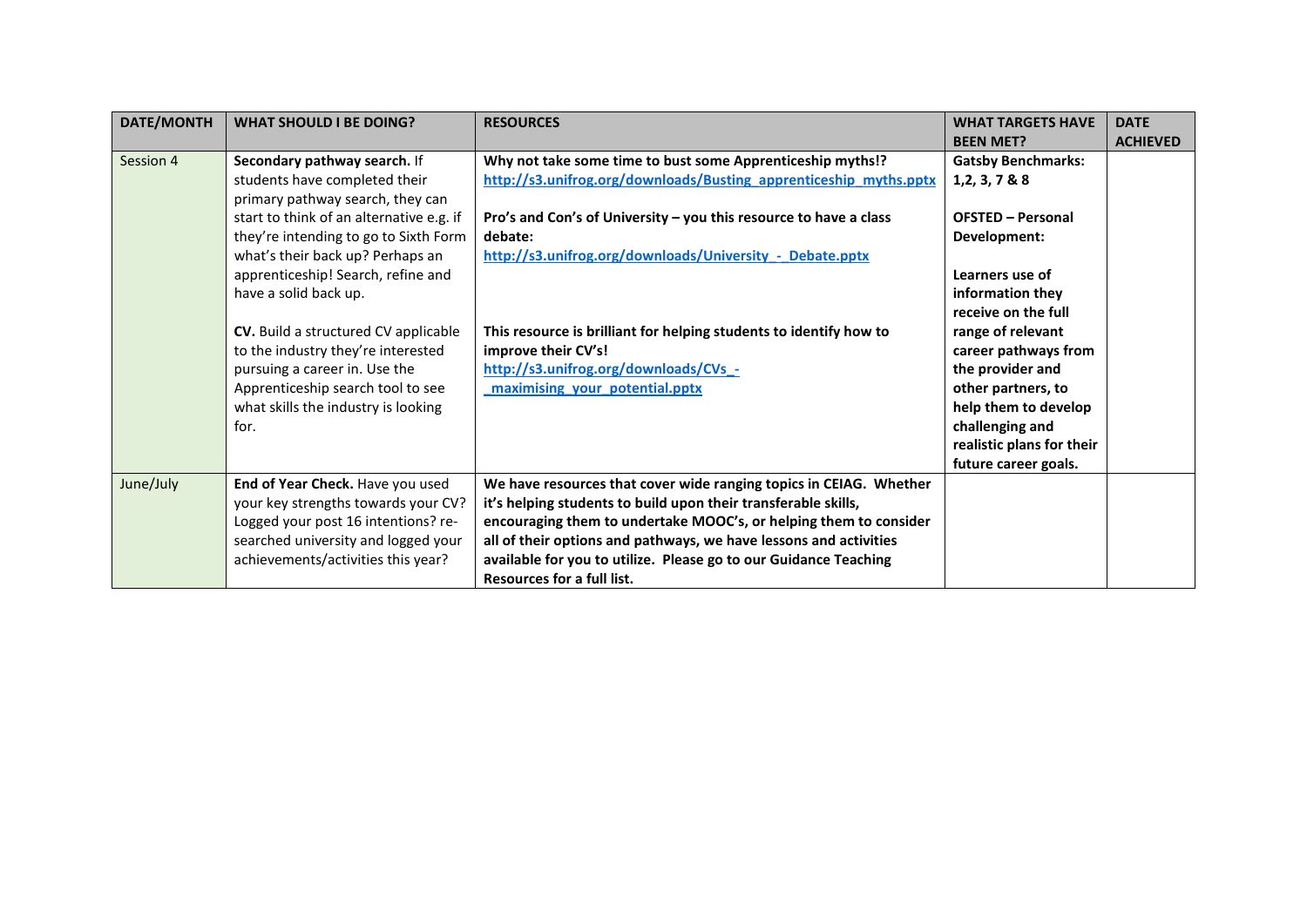| DATE/MONTH | WHAT SHOULD I BE DOING? | RESOURCES | WHAT TARGETS HAVE BEEN MET? | DATE ACHIEVED |
|---|---|---|---|---|
| Session 4 | **Secondary pathway search.** If students have completed their primary pathway search, they can start to think of an alternative e.g. if they're intending to go to Sixth Form what's their back up? Perhaps an apprenticeship! Search, refine and have a solid back up.<br><br>**CV.** Build a structured CV applicable to the industry they're interested pursuing a career in. Use the Apprenticeship search tool to see what skills the industry is looking for. | **Why not take some time to bust some Apprenticeship myths!?**<br>**http://s3.unifrog.org/downloads/Busting_apprenticeship_myths.pptx**<br><br>**Pro's and Con's of University – you this resource to have a class debate:**<br>**http://s3.unifrog.org/downloads/University_-_Debate.pptx**<br><br>**This resource is brilliant for helping students to identify how to improve their CV's!**<br>**http://s3.unifrog.org/downloads/CVs_-_maximising_your_potential.pptx** | **Gatsby Benchmarks: 1,2, 3, 7 & 8**<br><br>**OFSTED – Personal Development:**<br><br>**Learners use of information they receive on the full range of relevant career pathways from the provider and other partners, to help them to develop challenging and realistic plans for their future career goals.** | |
| June/July | **End of Year Check.** Have you used your key strengths towards your CV? Logged your post 16 intentions? re-searched university and logged your achievements/activities this year? | **We have resources that cover wide ranging topics in CEIAG. Whether it's helping students to build upon their transferable skills, encouraging them to undertake MOOC's, or helping them to consider all of their options and pathways, we have lessons and activities available for you to utilize. Please go to our Guidance Teaching Resources for a full list.** | | |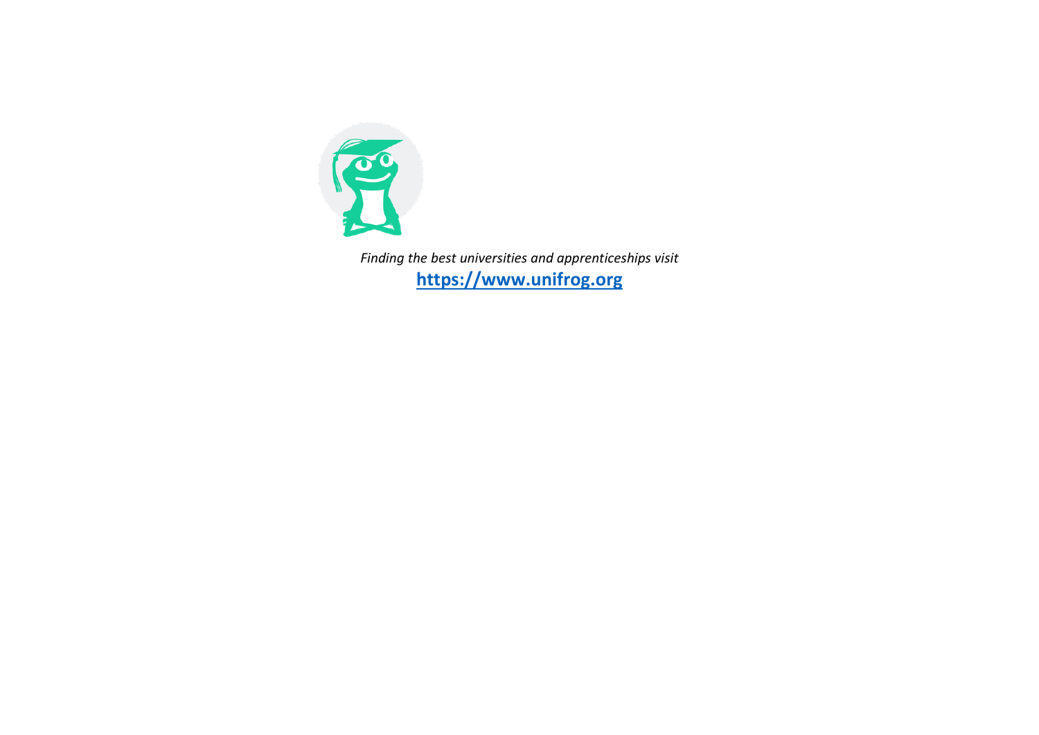*Finding the best universities and apprenticeships visit*

**https://www.unifrog.org**